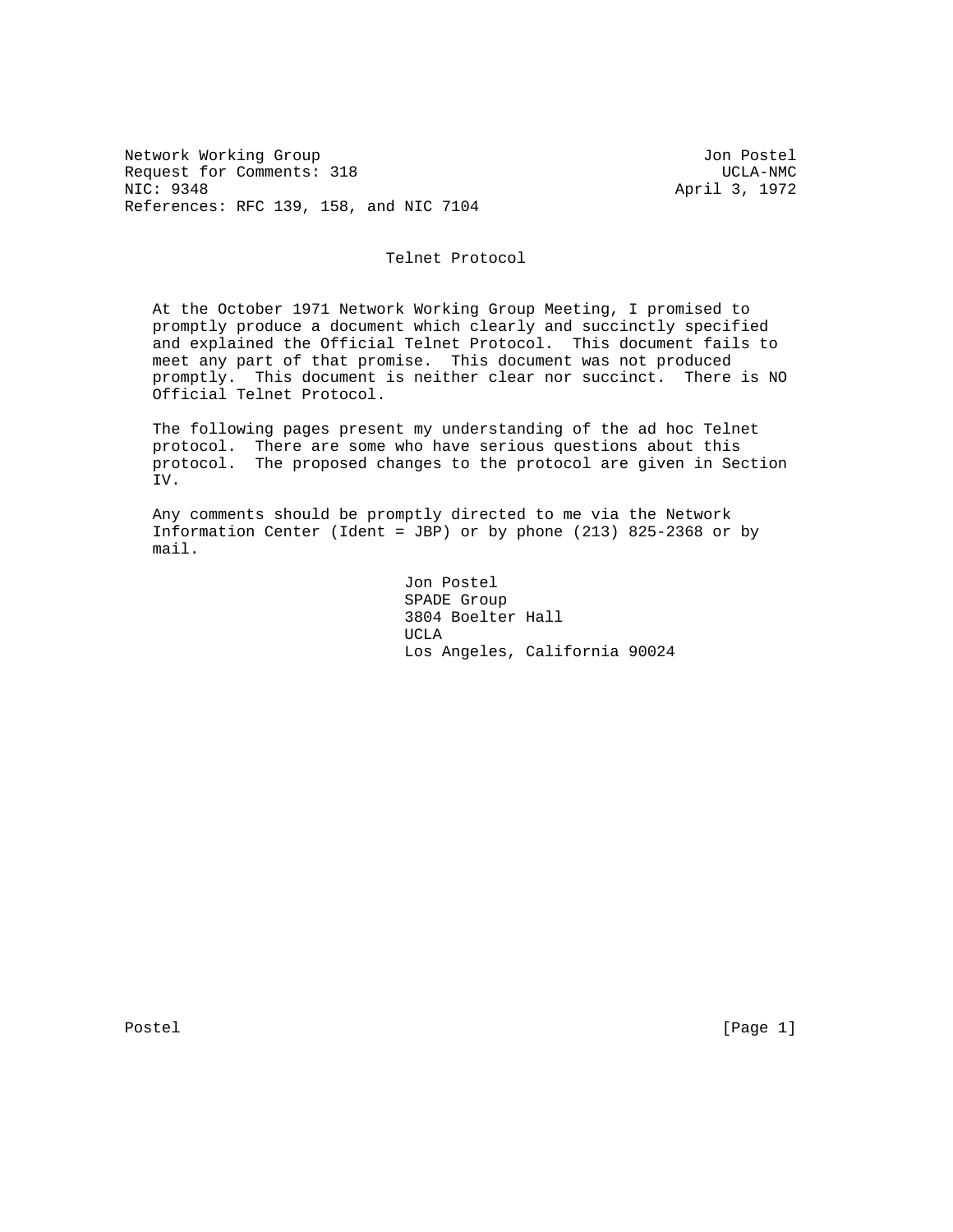Network Working Group  
Request for Comments: 318  
NIC: 9348  
References: RFC 139, 158, and NIC 7104

Jon Postel  
UCLA-NMC  
April 3, 1972

# Telnet Protocol

At the October 1971 Network Working Group Meeting, I promised to promptly produce a document which clearly and succinctly specified and explained the Official Telnet Protocol. This document fails to meet any part of that promise. This document was not produced promptly. This document is neither clear nor succinct. There is NO Official Telnet Protocol.

The following pages present my understanding of the ad hoc Telnet protocol. There are some who have serious questions about this protocol. The proposed changes to the protocol are given in Section IV.

Any comments should be promptly directed to me via the Network Information Center (Ident = JBP) or by phone (213) 825-2368 or by mail.

Jon Postel  
SPADE Group  
3804 Boelter Hall  
UCLA  
Los Angeles, California 90024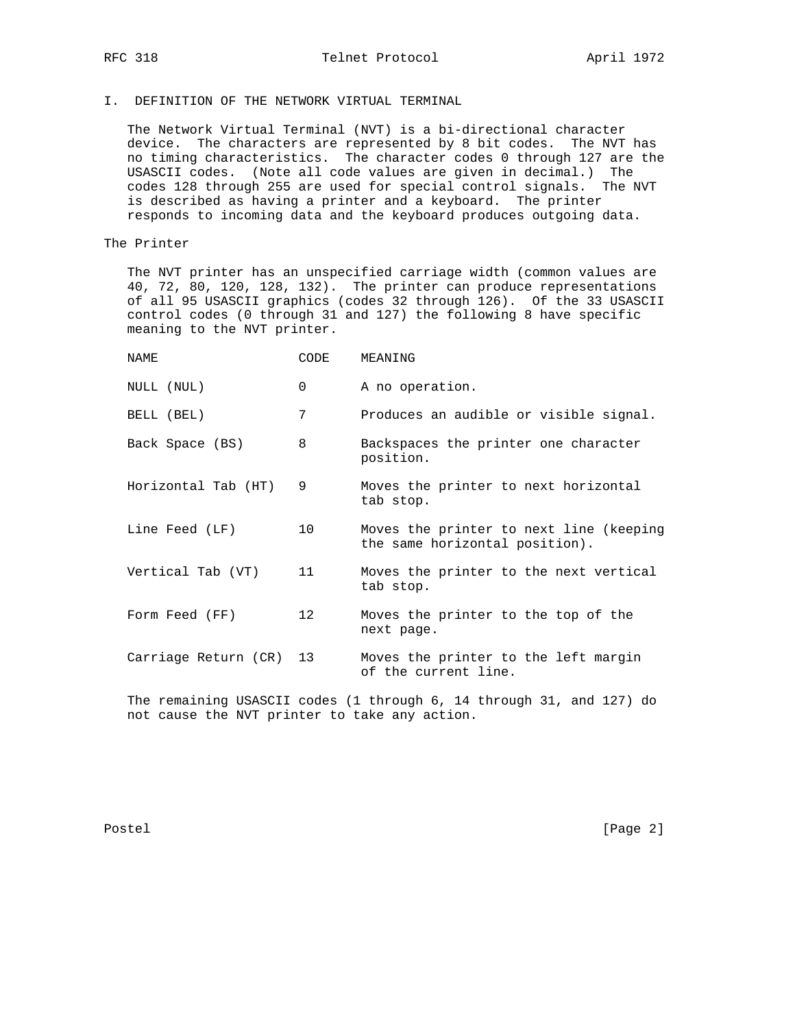## I. DEFINITION OF THE NETWORK VIRTUAL TERMINAL

The Network Virtual Terminal (NVT) is a bi-directional character device. The characters are represented by 8 bit codes. The NVT has no timing characteristics. The character codes 0 through 127 are the USASCII codes. (Note all code values are given in decimal.) The codes 128 through 255 are used for special control signals. The NVT is described as having a printer and a keyboard. The printer responds to incoming data and the keyboard produces outgoing data.

### The Printer

The NVT printer has an unspecified carriage width (common values are 40, 72, 80, 120, 128, 132). The printer can produce representations of all 95 USASCII graphics (codes 32 through 126). Of the 33 USASCII control codes (0 through 31 and 127) the following 8 have specific meaning to the NVT printer.

| NAME | CODE | MEANING |
|---|---|---|
| NULL (NUL) | 0 | A no operation. |
| BELL (BEL) | 7 | Produces an audible or visible signal. |
| Back Space (BS) | 8 | Backspaces the printer one character position. |
| Horizontal Tab (HT) | 9 | Moves the printer to next horizontal tab stop. |
| Line Feed (LF) | 10 | Moves the printer to next line (keeping the same horizontal position). |
| Vertical Tab (VT) | 11 | Moves the printer to the next vertical tab stop. |
| Form Feed (FF) | 12 | Moves the printer to the top of the next page. |
| Carriage Return (CR) | 13 | Moves the printer to the left margin of the current line. |

The remaining USASCII codes (1 through 6, 14 through 31, and 127) do not cause the NVT printer to take any action.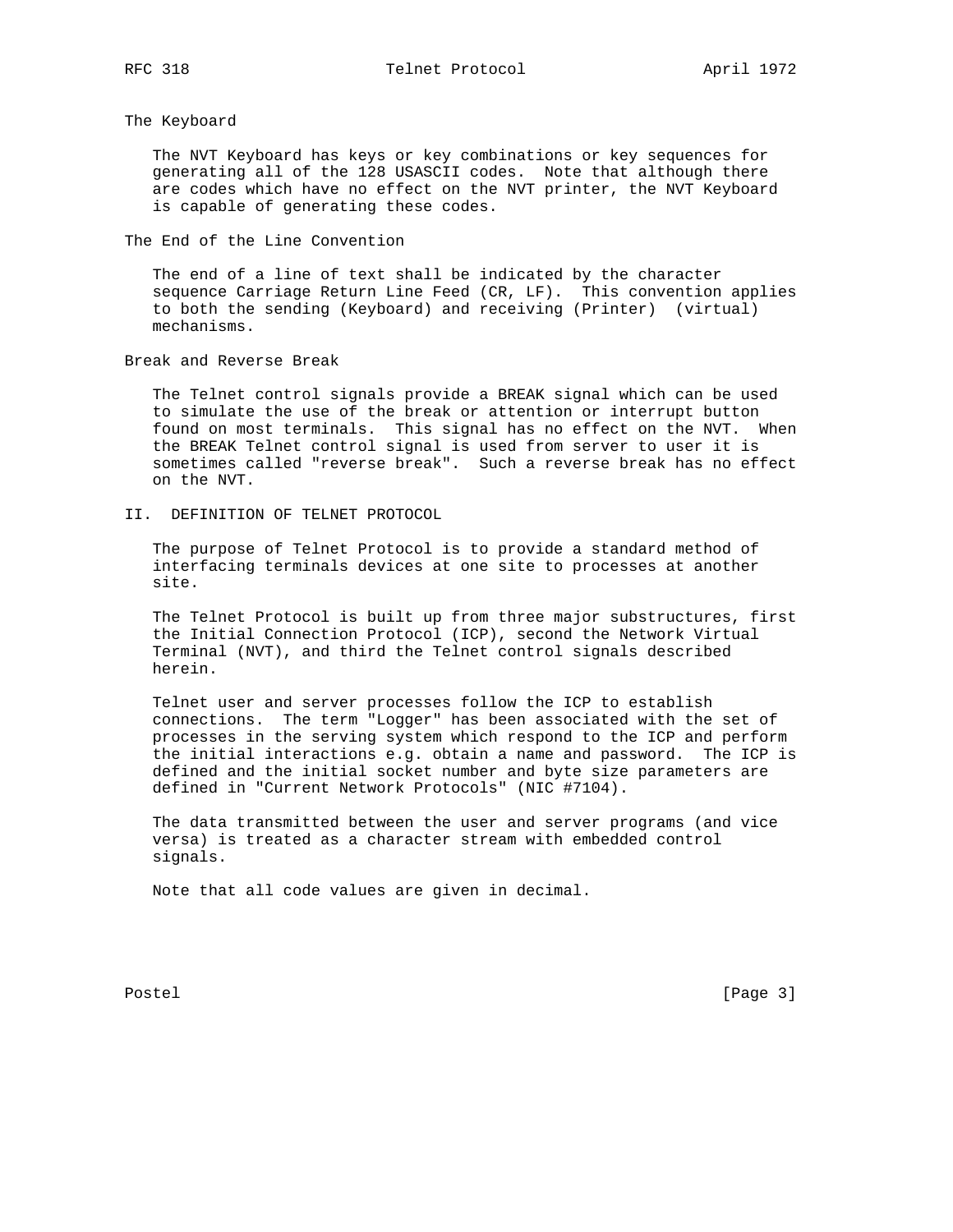### The Keyboard

The NVT Keyboard has keys or key combinations or key sequences for generating all of the 128 USASCII codes. Note that although there are codes which have no effect on the NVT printer, the NVT Keyboard is capable of generating these codes.

### The End of the Line Convention

The end of a line of text shall be indicated by the character sequence Carriage Return Line Feed (CR, LF). This convention applies to both the sending (Keyboard) and receiving (Printer) (virtual) mechanisms.

### Break and Reverse Break

The Telnet control signals provide a BREAK signal which can be used to simulate the use of the break or attention or interrupt button found on most terminals. This signal has no effect on the NVT. When the BREAK Telnet control signal is used from server to user it is sometimes called "reverse break". Such a reverse break has no effect on the NVT.

## II. DEFINITION OF TELNET PROTOCOL

The purpose of Telnet Protocol is to provide a standard method of interfacing terminals devices at one site to processes at another site.

The Telnet Protocol is built up from three major substructures, first the Initial Connection Protocol (ICP), second the Network Virtual Terminal (NVT), and third the Telnet control signals described herein.

Telnet user and server processes follow the ICP to establish connections. The term "Logger" has been associated with the set of processes in the serving system which respond to the ICP and perform the initial interactions e.g. obtain a name and password. The ICP is defined and the initial socket number and byte size parameters are defined in "Current Network Protocols" (NIC #7104).

The data transmitted between the user and server programs (and vice versa) is treated as a character stream with embedded control signals.

Note that all code values are given in decimal.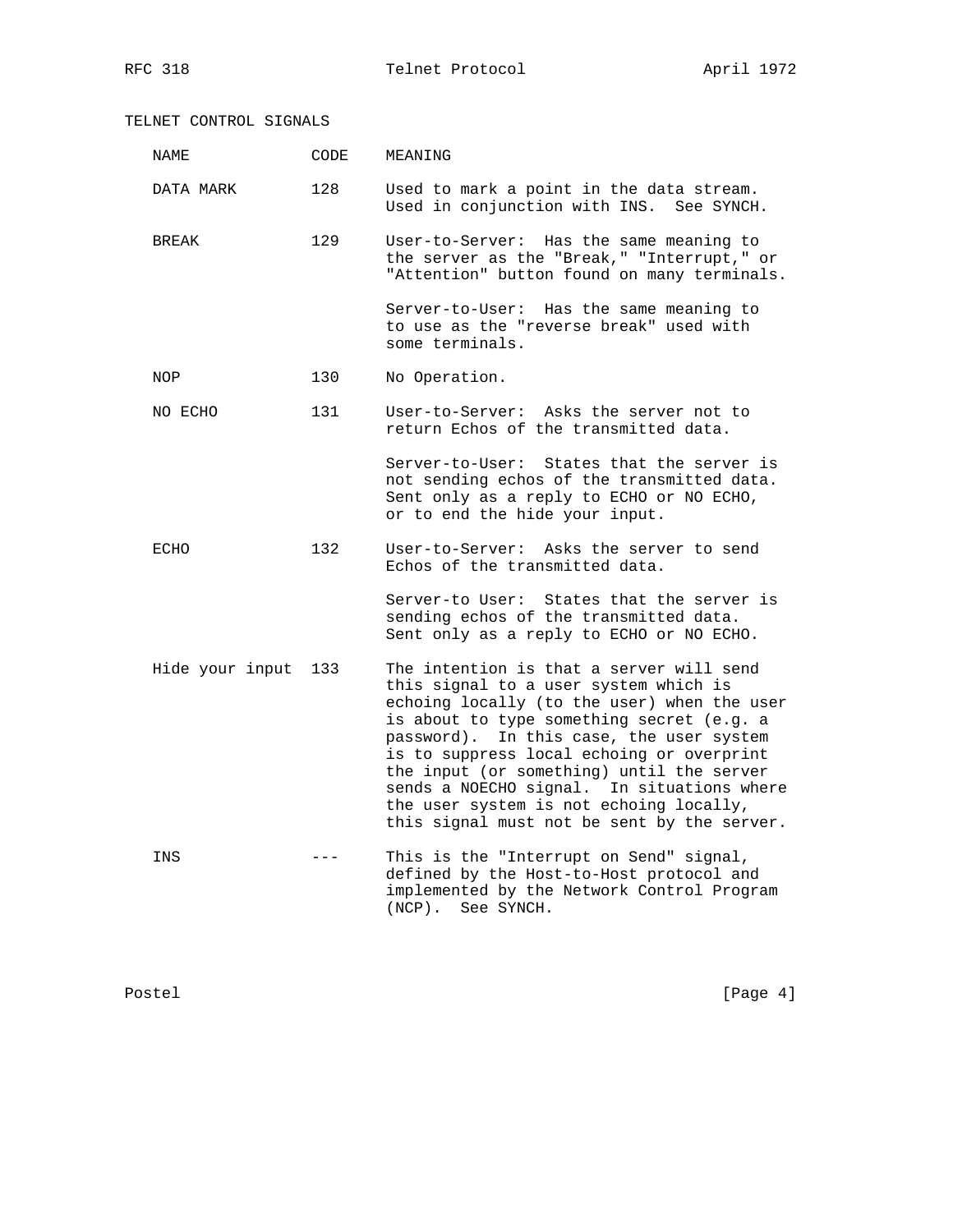## TELNET CONTROL SIGNALS

| NAME | CODE | MEANING |
|---|---|---|
| DATA MARK | 128 | Used to mark a point in the data stream. Used in conjunction with INS. See SYNCH. |
| BREAK | 129 | User-to-Server: Has the same meaning to the server as the "Break," "Interrupt," or "Attention" button found on many terminals.<br><br>Server-to-User: Has the same meaning to to use as the "reverse break" used with some terminals. |
| NOP | 130 | No Operation. |
| NO ECHO | 131 | User-to-Server: Asks the server not to return Echos of the transmitted data.<br><br>Server-to-User: States that the server is not sending echos of the transmitted data. Sent only as a reply to ECHO or NO ECHO, or to end the hide your input. |
| ECHO | 132 | User-to-Server: Asks the server to send Echos of the transmitted data.<br><br>Server-to User: States that the server is sending echos of the transmitted data. Sent only as a reply to ECHO or NO ECHO. |
| Hide your input | 133 | The intention is that a server will send this signal to a user system which is echoing locally (to the user) when the user is about to type something secret (e.g. a password). In this case, the user system is to suppress local echoing or overprint the input (or something) until the server sends a NOECHO signal. In situations where the user system is not echoing locally, this signal must not be sent by the server. |
| INS | --- | This is the "Interrupt on Send" signal, defined by the Host-to-Host protocol and implemented by the Network Control Program (NCP). See SYNCH. |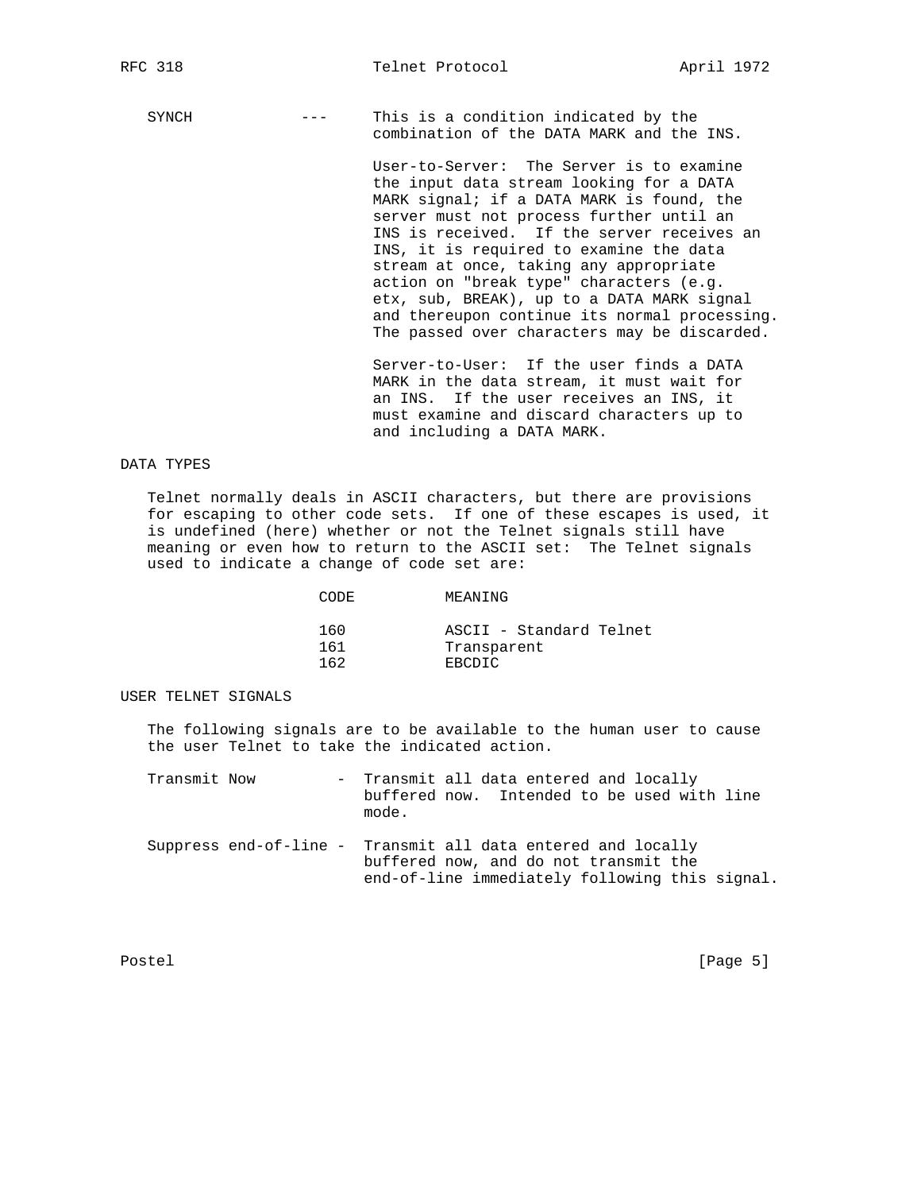SYNCH --- This is a condition indicated by the combination of the DATA MARK and the INS.

User-to-Server: The Server is to examine the input data stream looking for a DATA MARK signal; if a DATA MARK is found, the server must not process further until an INS is received. If the server receives an INS, it is required to examine the data stream at once, taking any appropriate action on "break type" characters (e.g. etx, sub, BREAK), up to a DATA MARK signal and thereupon continue its normal processing. The passed over characters may be discarded.

Server-to-User: If the user finds a DATA MARK in the data stream, it must wait for an INS. If the user receives an INS, it must examine and discard characters up to and including a DATA MARK.

## DATA TYPES

Telnet normally deals in ASCII characters, but there are provisions for escaping to other code sets. If one of these escapes is used, it is undefined (here) whether or not the Telnet signals still have meaning or even how to return to the ASCII set: The Telnet signals used to indicate a change of code set are:

| CODE | MEANING |
|---|---|
| 160 | ASCII - Standard Telnet |
| 161 | Transparent |
| 162 | EBCDIC |

## USER TELNET SIGNALS

The following signals are to be available to the human user to cause the user Telnet to take the indicated action.

Transmit Now - Transmit all data entered and locally buffered now. Intended to be used with line mode.

Suppress end-of-line - Transmit all data entered and locally buffered now, and do not transmit the end-of-line immediately following this signal.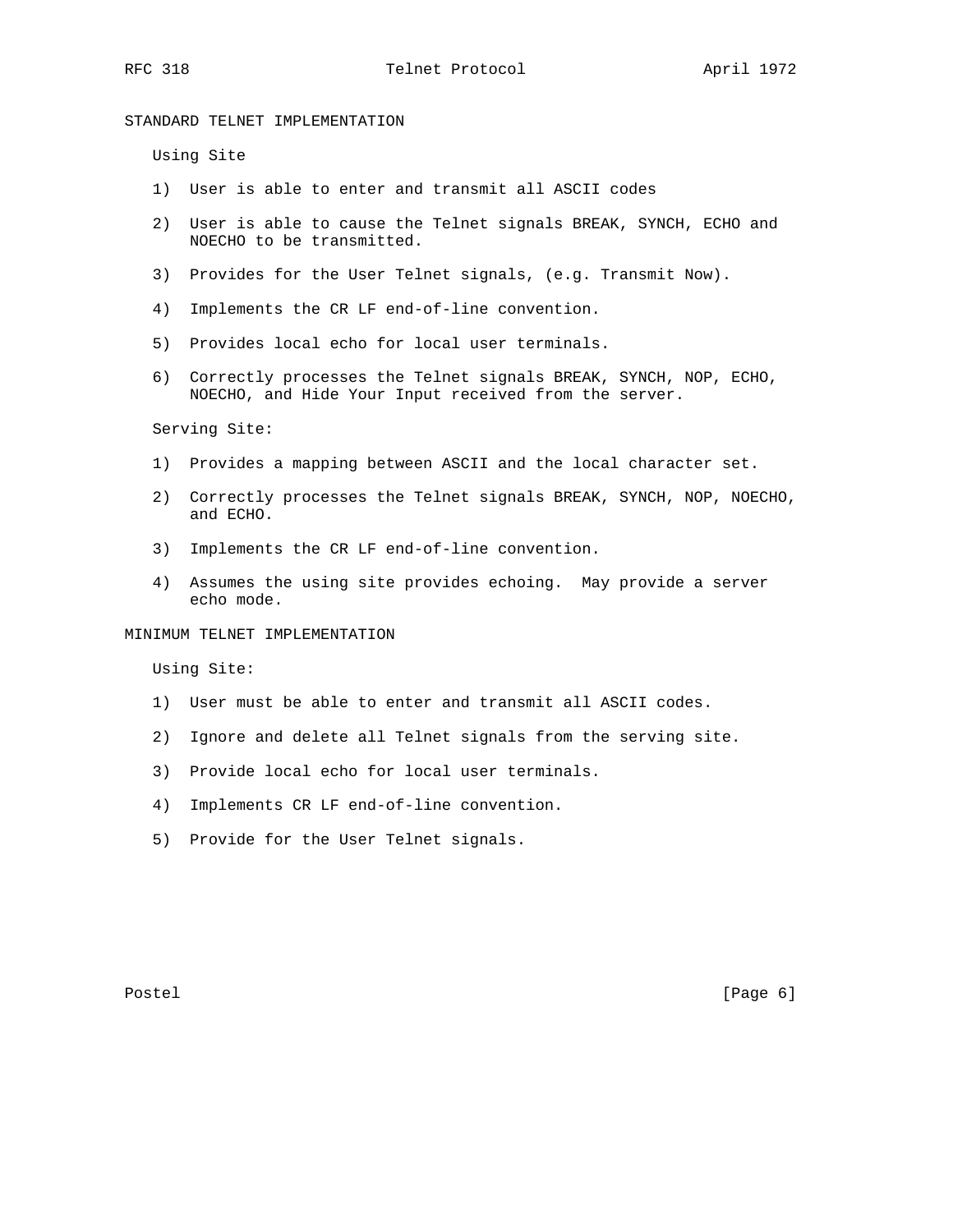## STANDARD TELNET IMPLEMENTATION

Using Site

1) User is able to enter and transmit all ASCII codes
2) User is able to cause the Telnet signals BREAK, SYNCH, ECHO and NOECHO to be transmitted.
3) Provides for the User Telnet signals, (e.g. Transmit Now).
4) Implements the CR LF end-of-line convention.
5) Provides local echo for local user terminals.
6) Correctly processes the Telnet signals BREAK, SYNCH, NOP, ECHO, NOECHO, and Hide Your Input received from the server.

Serving Site:

1) Provides a mapping between ASCII and the local character set.
2) Correctly processes the Telnet signals BREAK, SYNCH, NOP, NOECHO, and ECHO.
3) Implements the CR LF end-of-line convention.
4) Assumes the using site provides echoing. May provide a server echo mode.

## MINIMUM TELNET IMPLEMENTATION

Using Site:

1) User must be able to enter and transmit all ASCII codes.
2) Ignore and delete all Telnet signals from the serving site.
3) Provide local echo for local user terminals.
4) Implements CR LF end-of-line convention.
5) Provide for the User Telnet signals.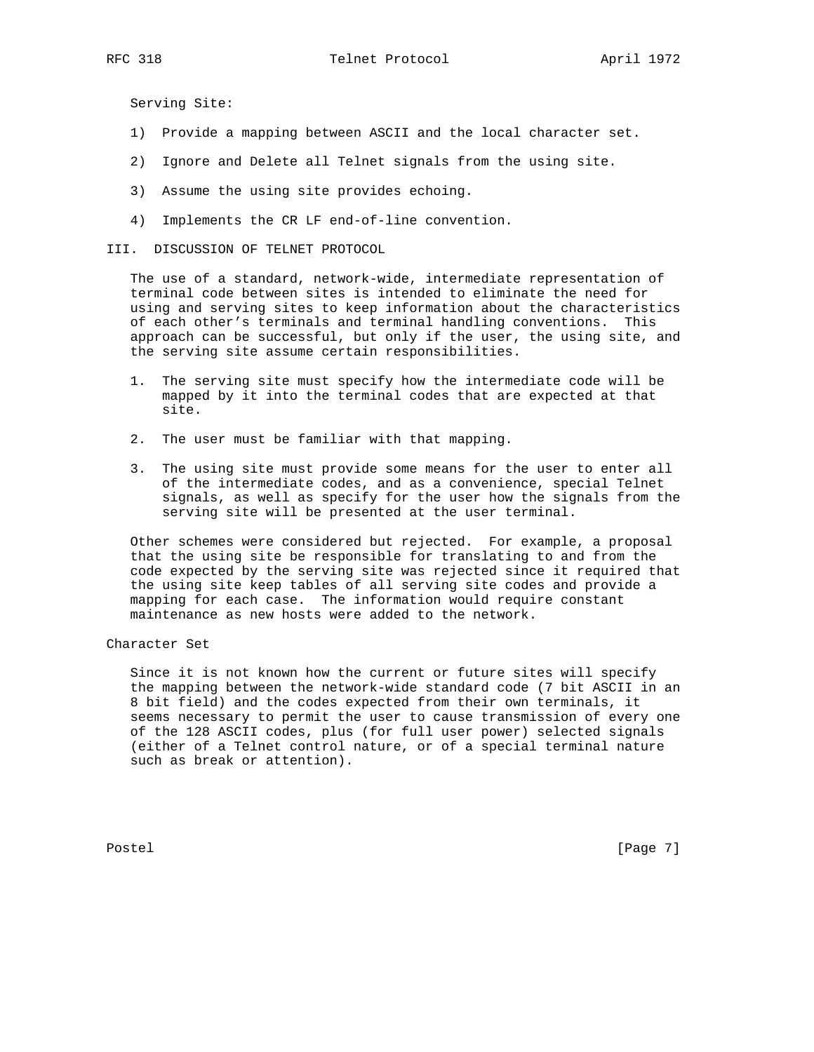Serving Site:

1) Provide a mapping between ASCII and the local character set.

2) Ignore and Delete all Telnet signals from the using site.

3) Assume the using site provides echoing.

4) Implements the CR LF end-of-line convention.

## III. DISCUSSION OF TELNET PROTOCOL

The use of a standard, network-wide, intermediate representation of terminal code between sites is intended to eliminate the need for using and serving sites to keep information about the characteristics of each other's terminals and terminal handling conventions. This approach can be successful, but only if the user, the using site, and the serving site assume certain responsibilities.

1. The serving site must specify how the intermediate code will be mapped by it into the terminal codes that are expected at that site.

2. The user must be familiar with that mapping.

3. The using site must provide some means for the user to enter all of the intermediate codes, and as a convenience, special Telnet signals, as well as specify for the user how the signals from the serving site will be presented at the user terminal.

Other schemes were considered but rejected. For example, a proposal that the using site be responsible for translating to and from the code expected by the serving site was rejected since it required that the using site keep tables of all serving site codes and provide a mapping for each case. The information would require constant maintenance as new hosts were added to the network.

### Character Set

Since it is not known how the current or future sites will specify the mapping between the network-wide standard code (7 bit ASCII in an 8 bit field) and the codes expected from their own terminals, it seems necessary to permit the user to cause transmission of every one of the 128 ASCII codes, plus (for full user power) selected signals (either of a Telnet control nature, or of a special terminal nature such as break or attention).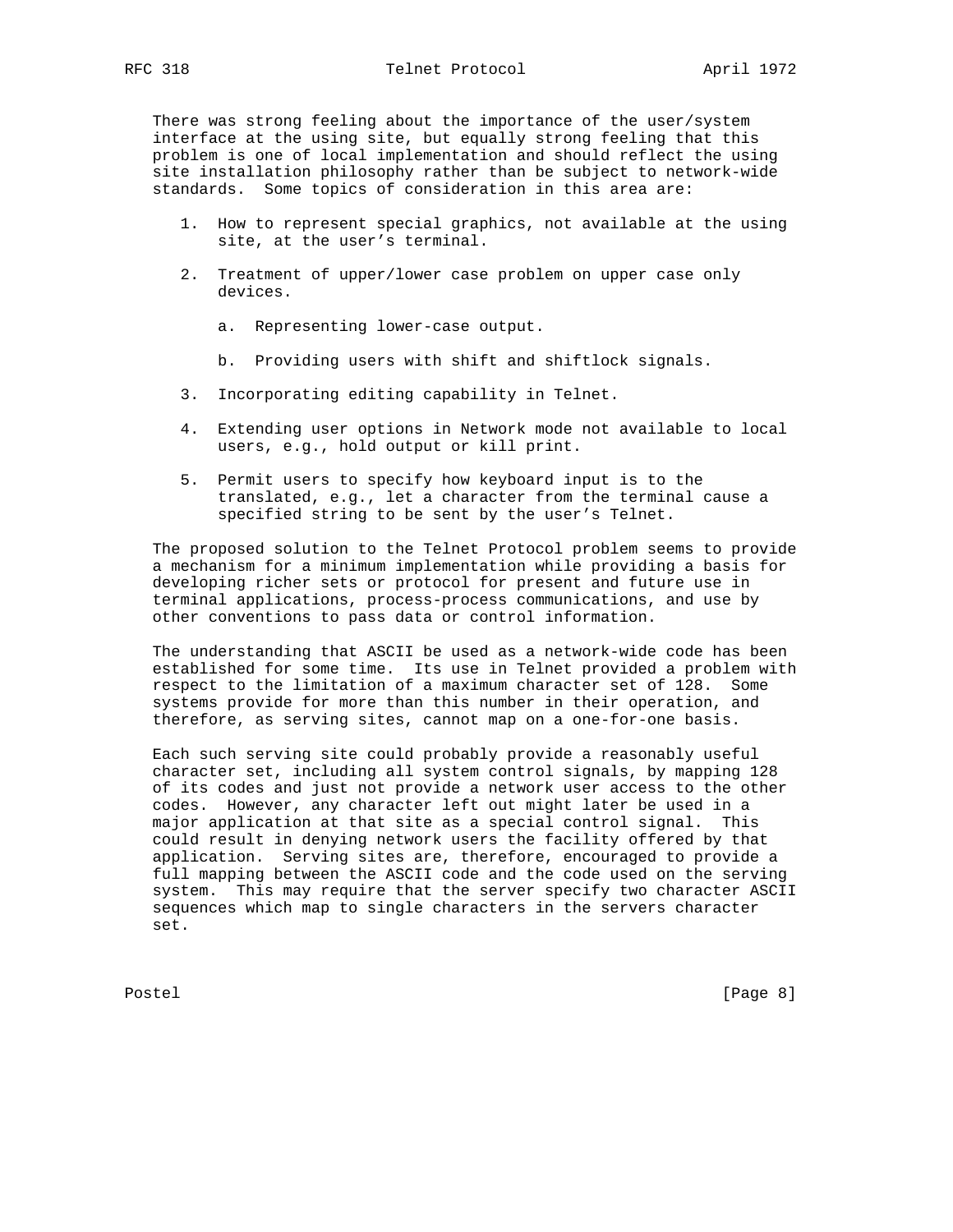There was strong feeling about the importance of the user/system interface at the using site, but equally strong feeling that this problem is one of local implementation and should reflect the using site installation philosophy rather than be subject to network-wide standards. Some topics of consideration in this area are:

1. How to represent special graphics, not available at the using site, at the user's terminal.

2. Treatment of upper/lower case problem on upper case only devices.

   a. Representing lower-case output.

   b. Providing users with shift and shiftlock signals.

3. Incorporating editing capability in Telnet.

4. Extending user options in Network mode not available to local users, e.g., hold output or kill print.

5. Permit users to specify how keyboard input is to the translated, e.g., let a character from the terminal cause a specified string to be sent by the user's Telnet.

The proposed solution to the Telnet Protocol problem seems to provide a mechanism for a minimum implementation while providing a basis for developing richer sets or protocol for present and future use in terminal applications, process-process communications, and use by other conventions to pass data or control information.

The understanding that ASCII be used as a network-wide code has been established for some time. Its use in Telnet provided a problem with respect to the limitation of a maximum character set of 128. Some systems provide for more than this number in their operation, and therefore, as serving sites, cannot map on a one-for-one basis.

Each such serving site could probably provide a reasonably useful character set, including all system control signals, by mapping 128 of its codes and just not provide a network user access to the other codes. However, any character left out might later be used in a major application at that site as a special control signal. This could result in denying network users the facility offered by that application. Serving sites are, therefore, encouraged to provide a full mapping between the ASCII code and the code used on the serving system. This may require that the server specify two character ASCII sequences which map to single characters in the servers character set.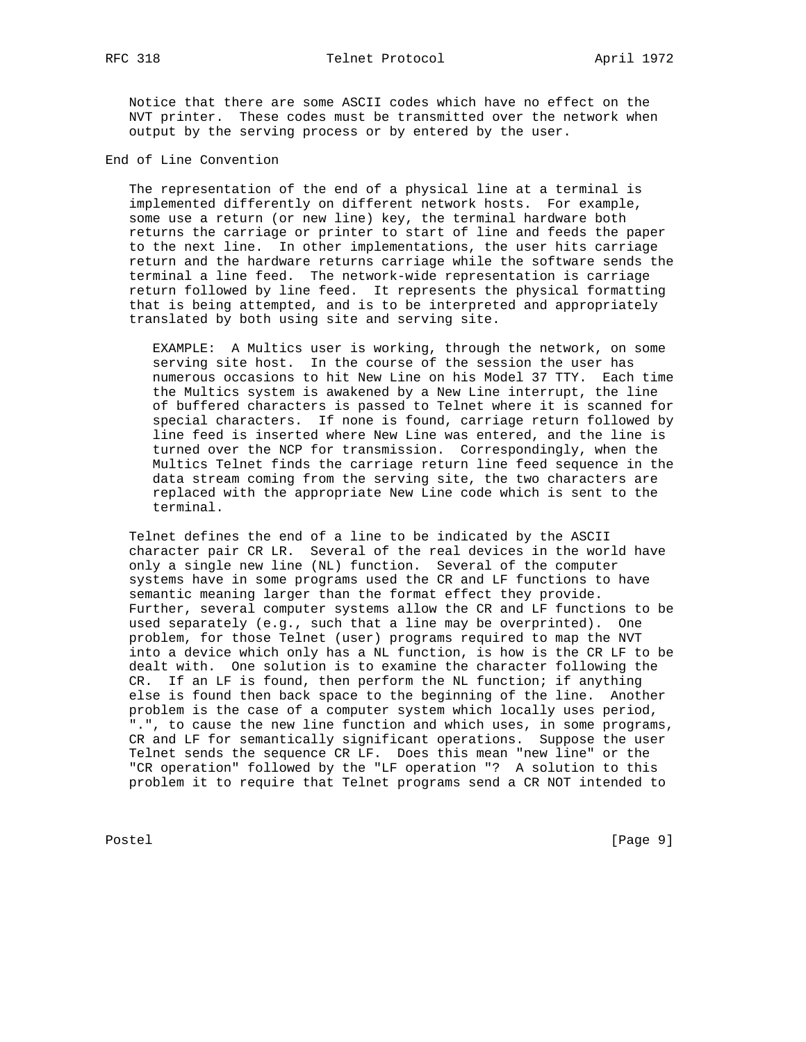Notice that there are some ASCII codes which have no effect on the NVT printer. These codes must be transmitted over the network when output by the serving process or by entered by the user.

## End of Line Convention

The representation of the end of a physical line at a terminal is implemented differently on different network hosts. For example, some use a return (or new line) key, the terminal hardware both returns the carriage or printer to start of line and feeds the paper to the next line. In other implementations, the user hits carriage return and the hardware returns carriage while the software sends the terminal a line feed. The network-wide representation is carriage return followed by line feed. It represents the physical formatting that is being attempted, and is to be interpreted and appropriately translated by both using site and serving site.

> EXAMPLE: A Multics user is working, through the network, on some serving site host. In the course of the session the user has numerous occasions to hit New Line on his Model 37 TTY. Each time the Multics system is awakened by a New Line interrupt, the line of buffered characters is passed to Telnet where it is scanned for special characters. If none is found, carriage return followed by line feed is inserted where New Line was entered, and the line is turned over the NCP for transmission. Correspondingly, when the Multics Telnet finds the carriage return line feed sequence in the data stream coming from the serving site, the two characters are replaced with the appropriate New Line code which is sent to the terminal.

Telnet defines the end of a line to be indicated by the ASCII character pair CR LR. Several of the real devices in the world have only a single new line (NL) function. Several of the computer systems have in some programs used the CR and LF functions to have semantic meaning larger than the format effect they provide. Further, several computer systems allow the CR and LF functions to be used separately (e.g., such that a line may be overprinted). One problem, for those Telnet (user) programs required to map the NVT into a device which only has a NL function, is how is the CR LF to be dealt with. One solution is to examine the character following the CR. If an LF is found, then perform the NL function; if anything else is found then back space to the beginning of the line. Another problem is the case of a computer system which locally uses period, ".", to cause the new line function and which uses, in some programs, CR and LF for semantically significant operations. Suppose the user Telnet sends the sequence CR LF. Does this mean "new line" or the "CR operation" followed by the "LF operation "? A solution to this problem it to require that Telnet programs send a CR NOT intended to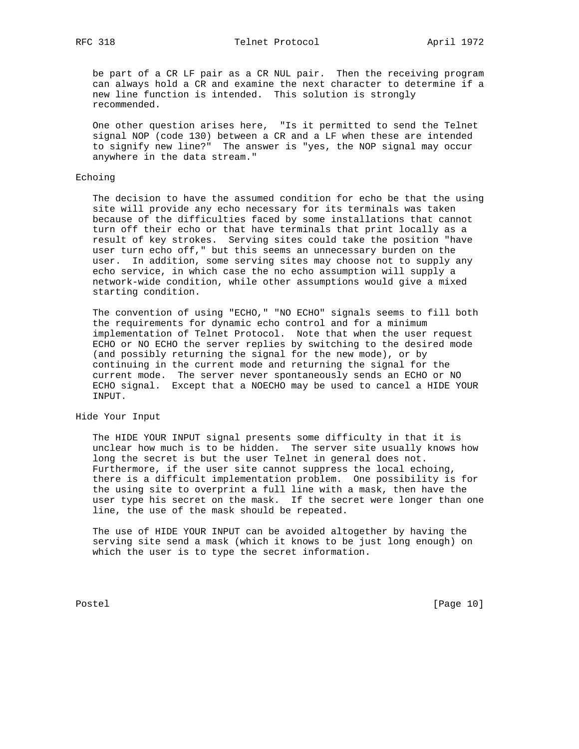be part of a CR LF pair as a CR NUL pair. Then the receiving program can always hold a CR and examine the next character to determine if a new line function is intended. This solution is strongly recommended.

One other question arises here, "Is it permitted to send the Telnet signal NOP (code 130) between a CR and a LF when these are intended to signify new line?" The answer is "yes, the NOP signal may occur anywhere in the data stream."

## Echoing

The decision to have the assumed condition for echo be that the using site will provide any echo necessary for its terminals was taken because of the difficulties faced by some installations that cannot turn off their echo or that have terminals that print locally as a result of key strokes. Serving sites could take the position "have user turn echo off," but this seems an unnecessary burden on the user. In addition, some serving sites may choose not to supply any echo service, in which case the no echo assumption will supply a network-wide condition, while other assumptions would give a mixed starting condition.

The convention of using "ECHO," "NO ECHO" signals seems to fill both the requirements for dynamic echo control and for a minimum implementation of Telnet Protocol. Note that when the user request ECHO or NO ECHO the server replies by switching to the desired mode (and possibly returning the signal for the new mode), or by continuing in the current mode and returning the signal for the current mode. The server never spontaneously sends an ECHO or NO ECHO signal. Except that a NOECHO may be used to cancel a HIDE YOUR INPUT.

## Hide Your Input

The HIDE YOUR INPUT signal presents some difficulty in that it is unclear how much is to be hidden. The server site usually knows how long the secret is but the user Telnet in general does not. Furthermore, if the user site cannot suppress the local echoing, there is a difficult implementation problem. One possibility is for the using site to overprint a full line with a mask, then have the user type his secret on the mask. If the secret were longer than one line, the use of the mask should be repeated.

The use of HIDE YOUR INPUT can be avoided altogether by having the serving site send a mask (which it knows to be just long enough) on which the user is to type the secret information.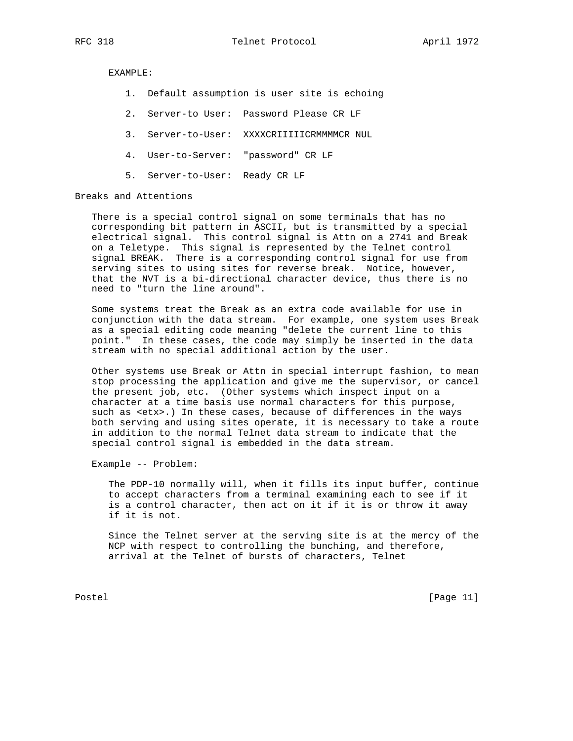EXAMPLE:

1. Default assumption is user site is echoing
2. Server-to User: Password Please CR LF
3. Server-to-User: XXXXCRIIIIICRMMMMCR NUL
4. User-to-Server: "password" CR LF
5. Server-to-User: Ready CR LF

## Breaks and Attentions

There is a special control signal on some terminals that has no corresponding bit pattern in ASCII, but is transmitted by a special electrical signal. This control signal is Attn on a 2741 and Break on a Teletype. This signal is represented by the Telnet control signal BREAK. There is a corresponding control signal for use from serving sites to using sites for reverse break. Notice, however, that the NVT is a bi-directional character device, thus there is no need to "turn the line around".

Some systems treat the Break as an extra code available for use in conjunction with the data stream. For example, one system uses Break as a special editing code meaning "delete the current line to this point." In these cases, the code may simply be inserted in the data stream with no special additional action by the user.

Other systems use Break or Attn in special interrupt fashion, to mean stop processing the application and give me the supervisor, or cancel the present job, etc. (Other systems which inspect input on a character at a time basis use normal characters for this purpose, such as <etx>.) In these cases, because of differences in the ways both serving and using sites operate, it is necessary to take a route in addition to the normal Telnet data stream to indicate that the special control signal is embedded in the data stream.

Example -- Problem:

The PDP-10 normally will, when it fills its input buffer, continue to accept characters from a terminal examining each to see if it is a control character, then act on it if it is or throw it away if it is not.

Since the Telnet server at the serving site is at the mercy of the NCP with respect to controlling the bunching, and therefore, arrival at the Telnet of bursts of characters, Telnet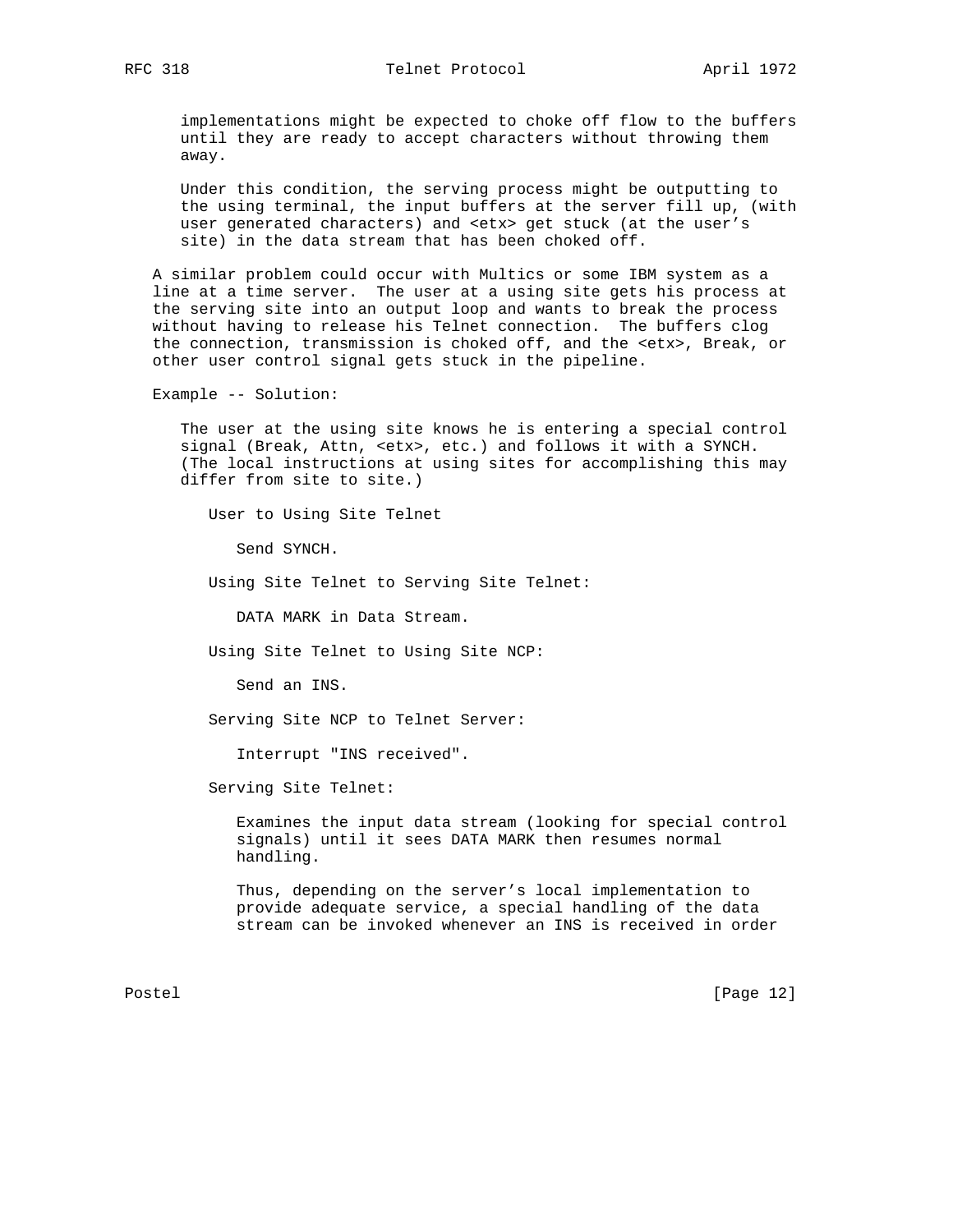implementations might be expected to choke off flow to the buffers until they are ready to accept characters without throwing them away.

Under this condition, the serving process might be outputting to the using terminal, the input buffers at the server fill up, (with user generated characters) and <etx> get stuck (at the user's site) in the data stream that has been choked off.

A similar problem could occur with Multics or some IBM system as a line at a time server. The user at a using site gets his process at the serving site into an output loop and wants to break the process without having to release his Telnet connection. The buffers clog the connection, transmission is choked off, and the <etx>, Break, or other user control signal gets stuck in the pipeline.

Example -- Solution:

The user at the using site knows he is entering a special control signal (Break, Attn, <etx>, etc.) and follows it with a SYNCH. (The local instructions at using sites for accomplishing this may differ from site to site.)

User to Using Site Telnet

Send SYNCH.

Using Site Telnet to Serving Site Telnet:

DATA MARK in Data Stream.

Using Site Telnet to Using Site NCP:

Send an INS.

Serving Site NCP to Telnet Server:

Interrupt "INS received".

Serving Site Telnet:

Examines the input data stream (looking for special control signals) until it sees DATA MARK then resumes normal handling.

Thus, depending on the server's local implementation to provide adequate service, a special handling of the data stream can be invoked whenever an INS is received in order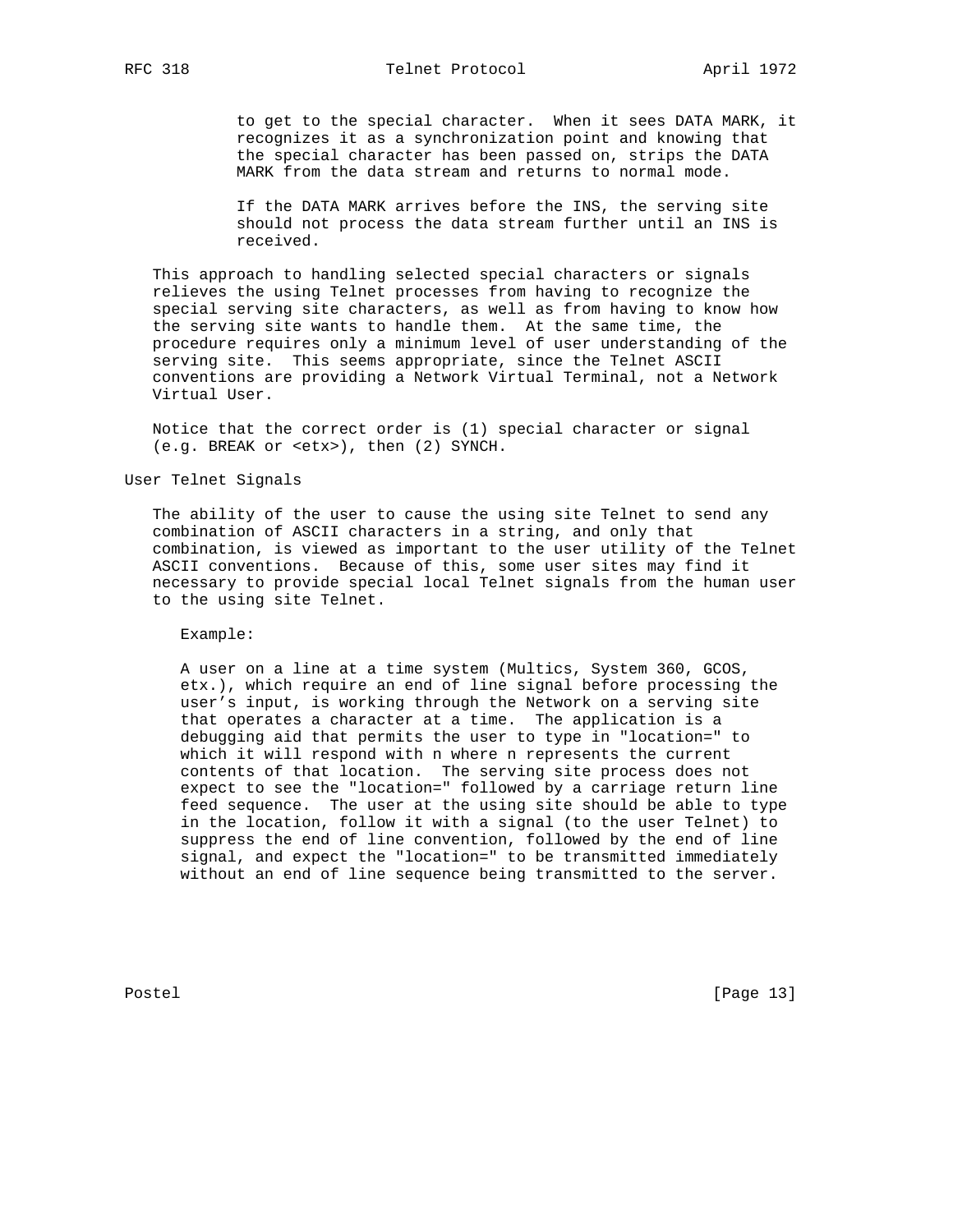to get to the special character. When it sees DATA MARK, it recognizes it as a synchronization point and knowing that the special character has been passed on, strips the DATA MARK from the data stream and returns to normal mode.

If the DATA MARK arrives before the INS, the serving site should not process the data stream further until an INS is received.

This approach to handling selected special characters or signals relieves the using Telnet processes from having to recognize the special serving site characters, as well as from having to know how the serving site wants to handle them. At the same time, the procedure requires only a minimum level of user understanding of the serving site. This seems appropriate, since the Telnet ASCII conventions are providing a Network Virtual Terminal, not a Network Virtual User.

Notice that the correct order is (1) special character or signal (e.g. BREAK or <etx>), then (2) SYNCH.

## User Telnet Signals

The ability of the user to cause the using site Telnet to send any combination of ASCII characters in a string, and only that combination, is viewed as important to the user utility of the Telnet ASCII conventions. Because of this, some user sites may find it necessary to provide special local Telnet signals from the human user to the using site Telnet.

Example:

A user on a line at a time system (Multics, System 360, GCOS, etx.), which require an end of line signal before processing the user's input, is working through the Network on a serving site that operates a character at a time. The application is a debugging aid that permits the user to type in "location=" to which it will respond with n where n represents the current contents of that location. The serving site process does not expect to see the "location=" followed by a carriage return line feed sequence. The user at the using site should be able to type in the location, follow it with a signal (to the user Telnet) to suppress the end of line convention, followed by the end of line signal, and expect the "location=" to be transmitted immediately without an end of line sequence being transmitted to the server.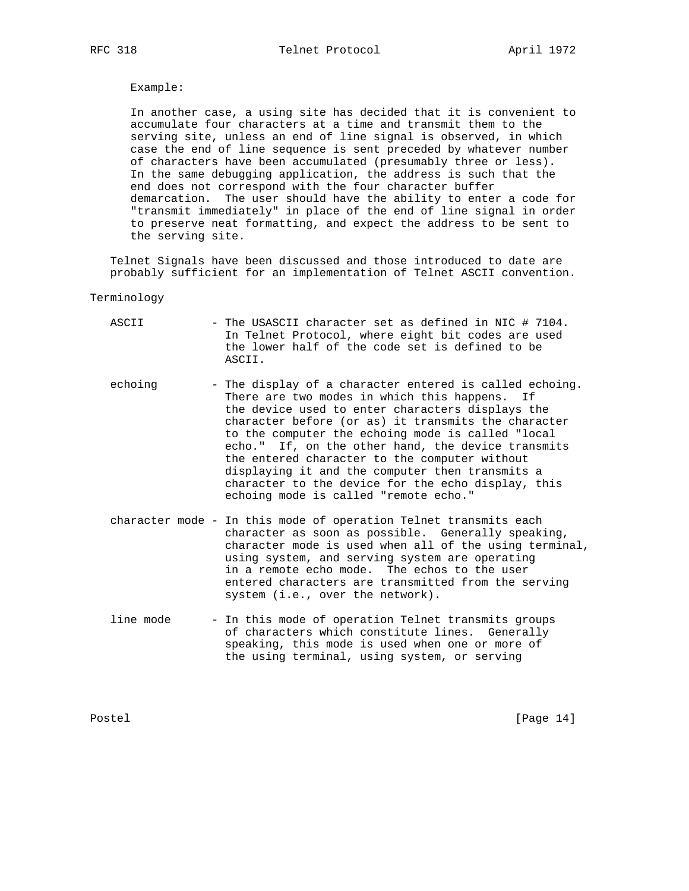Example:

In another case, a using site has decided that it is convenient to accumulate four characters at a time and transmit them to the serving site, unless an end of line signal is observed, in which case the end of line sequence is sent preceded by whatever number of characters have been accumulated (presumably three or less). In the same debugging application, the address is such that the end does not correspond with the four character buffer demarcation. The user should have the ability to enter a code for "transmit immediately" in place of the end of line signal in order to preserve neat formatting, and expect the address to be sent to the serving site.

Telnet Signals have been discussed and those introduced to date are probably sufficient for an implementation of Telnet ASCII convention.

## Terminology

- **ASCII** - The USASCII character set as defined in NIC # 7104. In Telnet Protocol, where eight bit codes are used the lower half of the code set is defined to be ASCII.

- **echoing** - The display of a character entered is called echoing. There are two modes in which this happens. If the device used to enter characters displays the character before (or as) it transmits the character to the computer the echoing mode is called "local echo." If, on the other hand, the device transmits the entered character to the computer without displaying it and the computer then transmits a character to the device for the echo display, this echoing mode is called "remote echo."

- **character mode** - In this mode of operation Telnet transmits each character as soon as possible. Generally speaking, character mode is used when all of the using terminal, using system, and serving system are operating in a remote echo mode. The echos to the user entered characters are transmitted from the serving system (i.e., over the network).

- **line mode** - In this mode of operation Telnet transmits groups of characters which constitute lines. Generally speaking, this mode is used when one or more of the using terminal, using system, or serving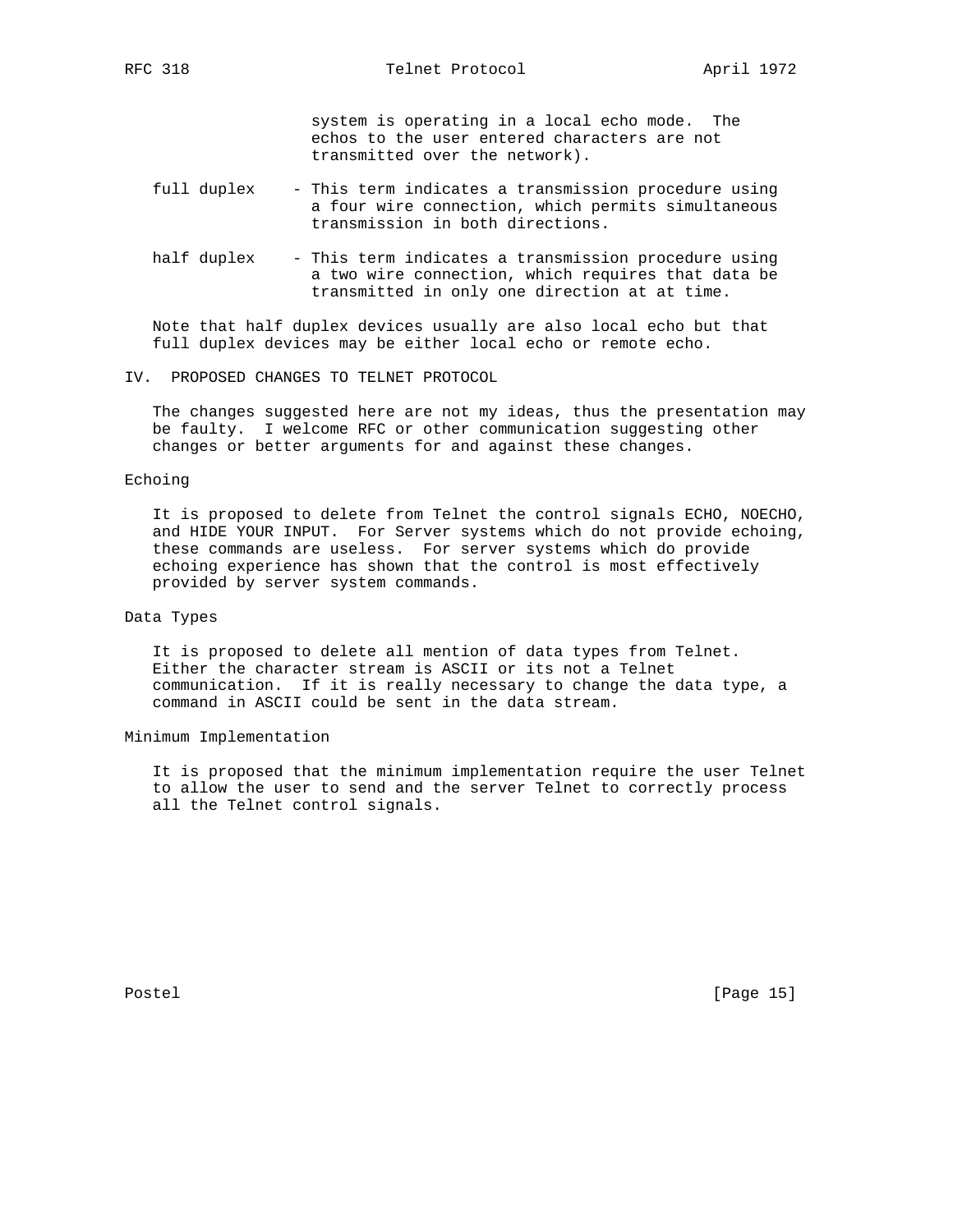system is operating in a local echo mode. The echos to the user entered characters are not transmitted over the network).

full duplex - This term indicates a transmission procedure using a four wire connection, which permits simultaneous transmission in both directions.

half duplex - This term indicates a transmission procedure using a two wire connection, which requires that data be transmitted in only one direction at at time.

Note that half duplex devices usually are also local echo but that full duplex devices may be either local echo or remote echo.

## IV. PROPOSED CHANGES TO TELNET PROTOCOL

The changes suggested here are not my ideas, thus the presentation may be faulty. I welcome RFC or other communication suggesting other changes or better arguments for and against these changes.

### Echoing

It is proposed to delete from Telnet the control signals ECHO, NOECHO, and HIDE YOUR INPUT. For Server systems which do not provide echoing, these commands are useless. For server systems which do provide echoing experience has shown that the control is most effectively provided by server system commands.

### Data Types

It is proposed to delete all mention of data types from Telnet. Either the character stream is ASCII or its not a Telnet communication. If it is really necessary to change the data type, a command in ASCII could be sent in the data stream.

### Minimum Implementation

It is proposed that the minimum implementation require the user Telnet to allow the user to send and the server Telnet to correctly process all the Telnet control signals.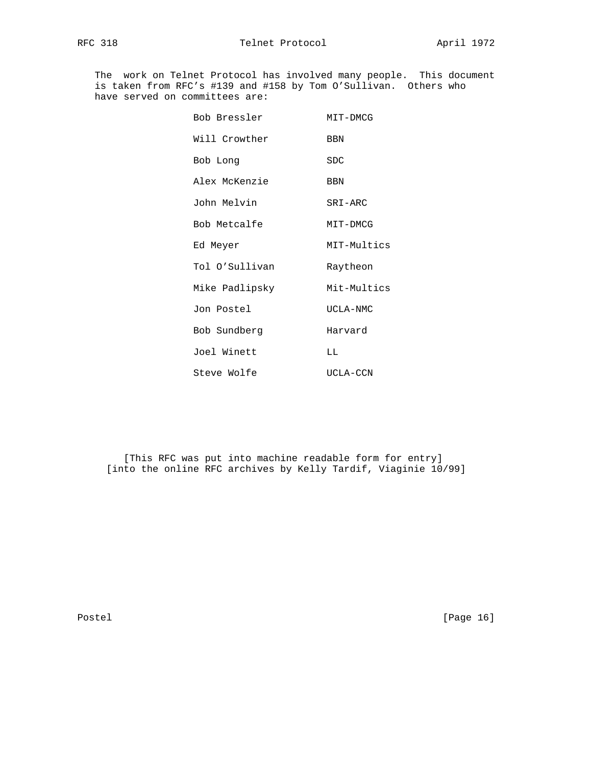The work on Telnet Protocol has involved many people. This document is taken from RFC's #139 and #158 by Tom O'Sullivan. Others who have served on committees are:

| | |
|---|---|
| Bob Bressler | MIT-DMCG |
| Will Crowther | BBN |
| Bob Long | SDC |
| Alex McKenzie | BBN |
| John Melvin | SRI-ARC |
| Bob Metcalfe | MIT-DMCG |
| Ed Meyer | MIT-Multics |
| Tol O'Sullivan | Raytheon |
| Mike Padlipsky | Mit-Multics |
| Jon Postel | UCLA-NMC |
| Bob Sundberg | Harvard |
| Joel Winett | LL |
| Steve Wolfe | UCLA-CCN |

[This RFC was put into machine readable form for entry]
[into the online RFC archives by Kelly Tardif, Viaginie 10/99]